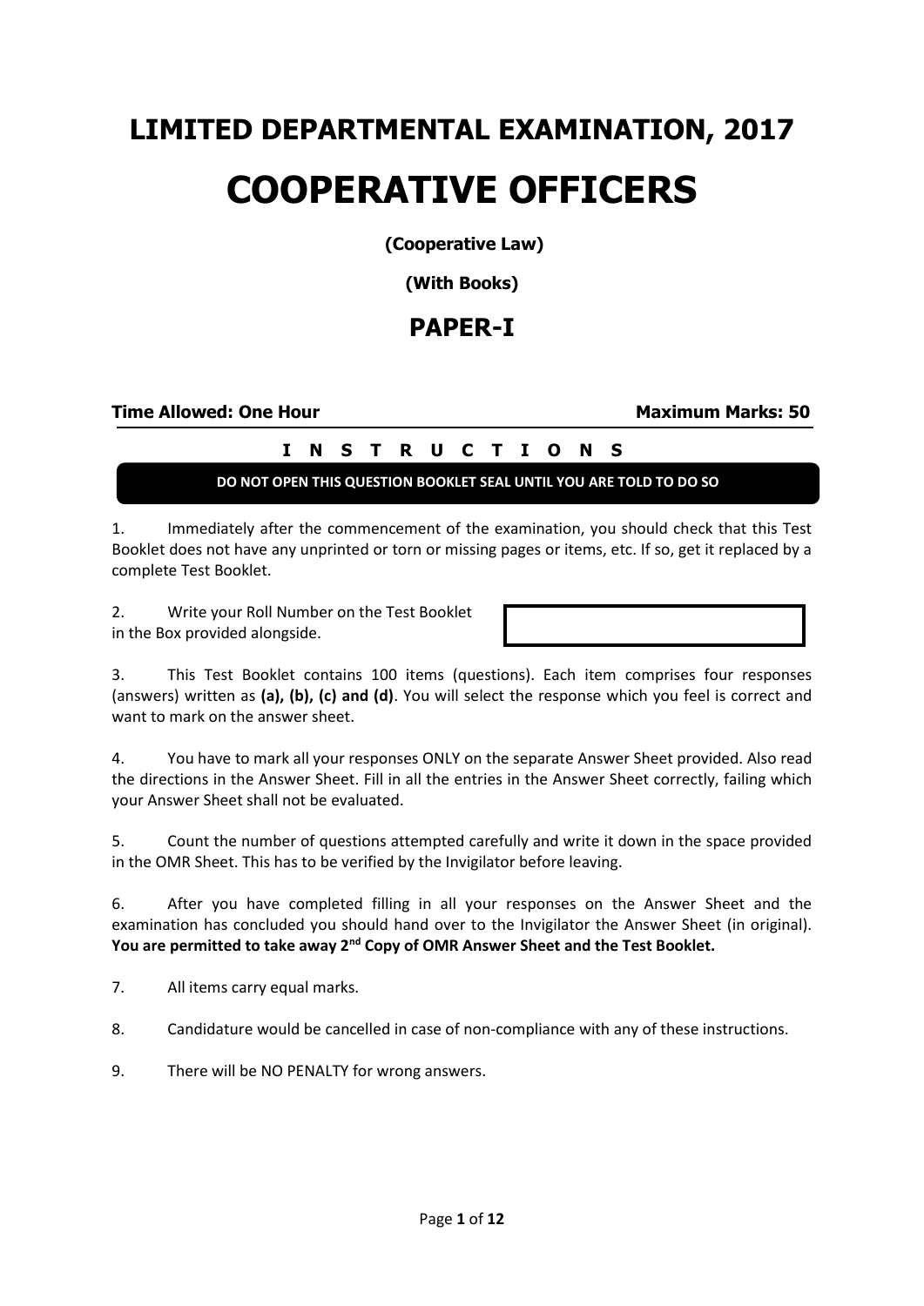# LIMITED DEPARTMENTAL EXAMINATION, 2017

# COOPERATIVE OFFICERS

**(Cooperative Law)**

**(With Books)**

## PAPER-I

**Time Allowed: One Hour** **Maximum Marks: 50**

**I N S T R U C T I O N S**

**DO NOT OPEN THIS QUESTION BOOKLET SEAL UNTIL YOU ARE TOLD TO DO SO**

1. Immediately after the commencement of the examination, you should check that this Test Booklet does not have any unprinted or torn or missing pages or items, etc. If so, get it replaced by a complete Test Booklet.

2. Write your Roll Number on the Test Booklet in the Box provided alongside.

3. This Test Booklet contains 100 items (questions). Each item comprises four responses (answers) written as **(a), (b), (c) and (d)**. You will select the response which you feel is correct and want to mark on the answer sheet.

4. You have to mark all your responses ONLY on the separate Answer Sheet provided. Also read the directions in the Answer Sheet. Fill in all the entries in the Answer Sheet correctly, failing which your Answer Sheet shall not be evaluated.

5. Count the number of questions attempted carefully and write it down in the space provided in the OMR Sheet. This has to be verified by the Invigilator before leaving.

6. After you have completed filling in all your responses on the Answer Sheet and the examination has concluded you should hand over to the Invigilator the Answer Sheet (in original). **You are permitted to take away 2nd Copy of OMR Answer Sheet and the Test Booklet.**

7. All items carry equal marks.

8. Candidature would be cancelled in case of non-compliance with any of these instructions.

9. There will be NO PENALTY for wrong answers.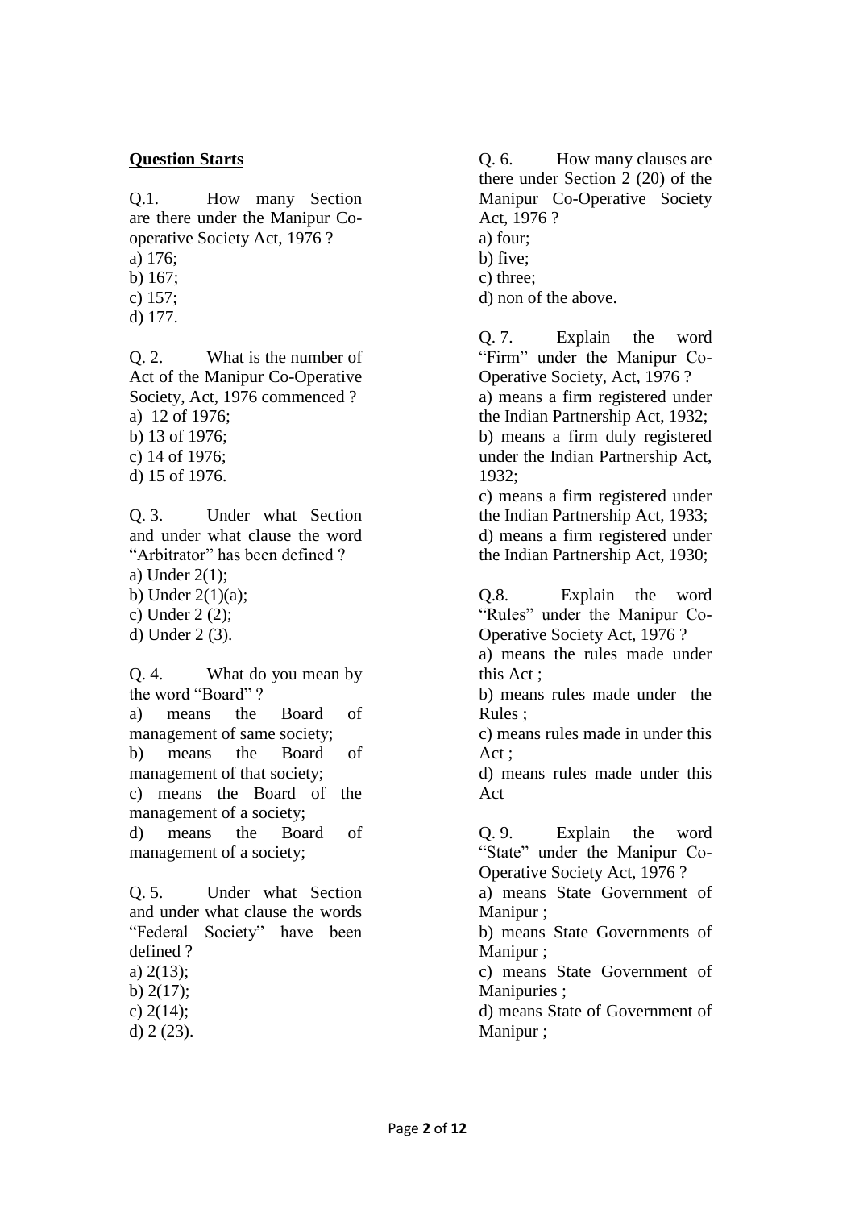**Question Starts**

Q.1. How many Section are there under the Manipur Co-operative Society Act, 1976 ?

a) 176;
b) 167;
c) 157;
d) 177.

Q. 2. What is the number of Act of the Manipur Co-Operative Society, Act, 1976 commenced ?

a) 12 of 1976;
b) 13 of 1976;
c) 14 of 1976;
d) 15 of 1976.

Q. 3. Under what Section and under what clause the word "Arbitrator" has been defined ?

a) Under 2(1);
b) Under 2(1)(a);
c) Under 2 (2);
d) Under 2 (3).

Q. 4. What do you mean by the word "Board" ?

a) means the Board of management of same society;
b) means the Board of management of that society;
c) means the Board of the management of a society;
d) means the Board of management of a society;

Q. 5. Under what Section and under what clause the words "Federal Society" have been defined ?

a) 2(13);
b) 2(17);
c) 2(14);
d) 2 (23).

Q. 6. How many clauses are there under Section 2 (20) of the Manipur Co-Operative Society Act, 1976 ?

a) four;
b) five;
c) three;
d) non of the above.

Q. 7. Explain the word "Firm" under the Manipur Co-Operative Society, Act, 1976 ?

a) means a firm registered under the Indian Partnership Act, 1932;
b) means a firm duly registered under the Indian Partnership Act, 1932;
c) means a firm registered under the Indian Partnership Act, 1933;
d) means a firm registered under the Indian Partnership Act, 1930;

Q.8. Explain the word "Rules" under the Manipur Co-Operative Society Act, 1976 ?

a) means the rules made under this Act ;
b) means rules made under the Rules ;
c) means rules made in under this Act ;
d) means rules made under this Act

Q. 9. Explain the word "State" under the Manipur Co-Operative Society Act, 1976 ?

a) means State Government of Manipur ;
b) means State Governments of Manipur ;
c) means State Government of Manipuries ;
d) means State of Government of Manipur ;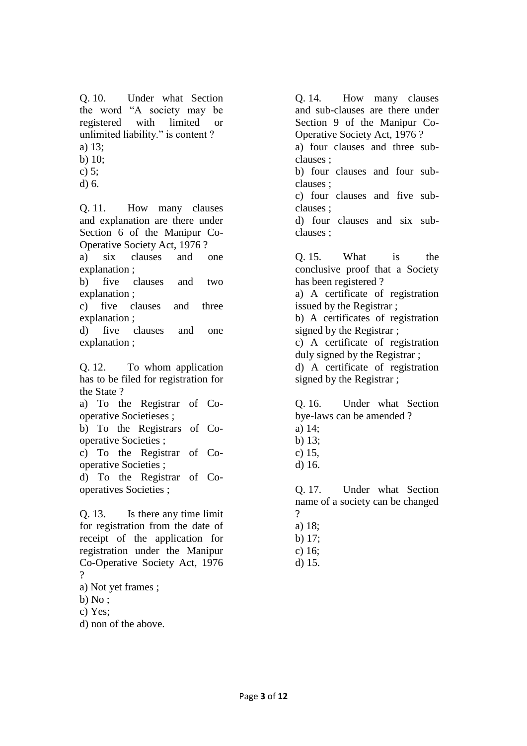Q. 10. Under what Section the word "A society may be registered with limited or unlimited liability." is content ?

a) 13;

b) 10;

c) 5;

d) 6.

Q. 11. How many clauses and explanation are there under Section 6 of the Manipur Co-Operative Society Act, 1976 ?

a) six clauses and one explanation ;

b) five clauses and two explanation ;

c) five clauses and three explanation ;

d) five clauses and one explanation ;

Q. 12. To whom application has to be filed for registration for the State ?

a) To the Registrar of Co-operative Societieses ;

b) To the Registrars of Co-operative Societies ;

c) To the Registrar of Co-operative Societies ;

d) To the Registrar of Co-operatives Societies ;

Q. 13. Is there any time limit for registration from the date of receipt of the application for registration under the Manipur Co-Operative Society Act, 1976 ?

a) Not yet frames ;

b) No ;

c) Yes;

d) non of the above.

Q. 14. How many clauses and sub-clauses are there under Section 9 of the Manipur Co-Operative Society Act, 1976 ?

a) four clauses and three sub-clauses ;

b) four clauses and four sub-clauses ;

c) four clauses and five sub-clauses ;

d) four clauses and six sub-clauses ;

Q. 15. What is the conclusive proof that a Society has been registered ?

a) A certificate of registration issued by the Registrar ;

b) A certificates of registration signed by the Registrar ;

c) A certificate of registration duly signed by the Registrar ;

d) A certificate of registration signed by the Registrar ;

Q. 16. Under what Section bye-laws can be amended ?

a) 14;

b) 13;

c) 15,

d) 16.

Q. 17. Under what Section name of a society can be changed ?

a) 18;

b) 17;

c) 16;

d) 15.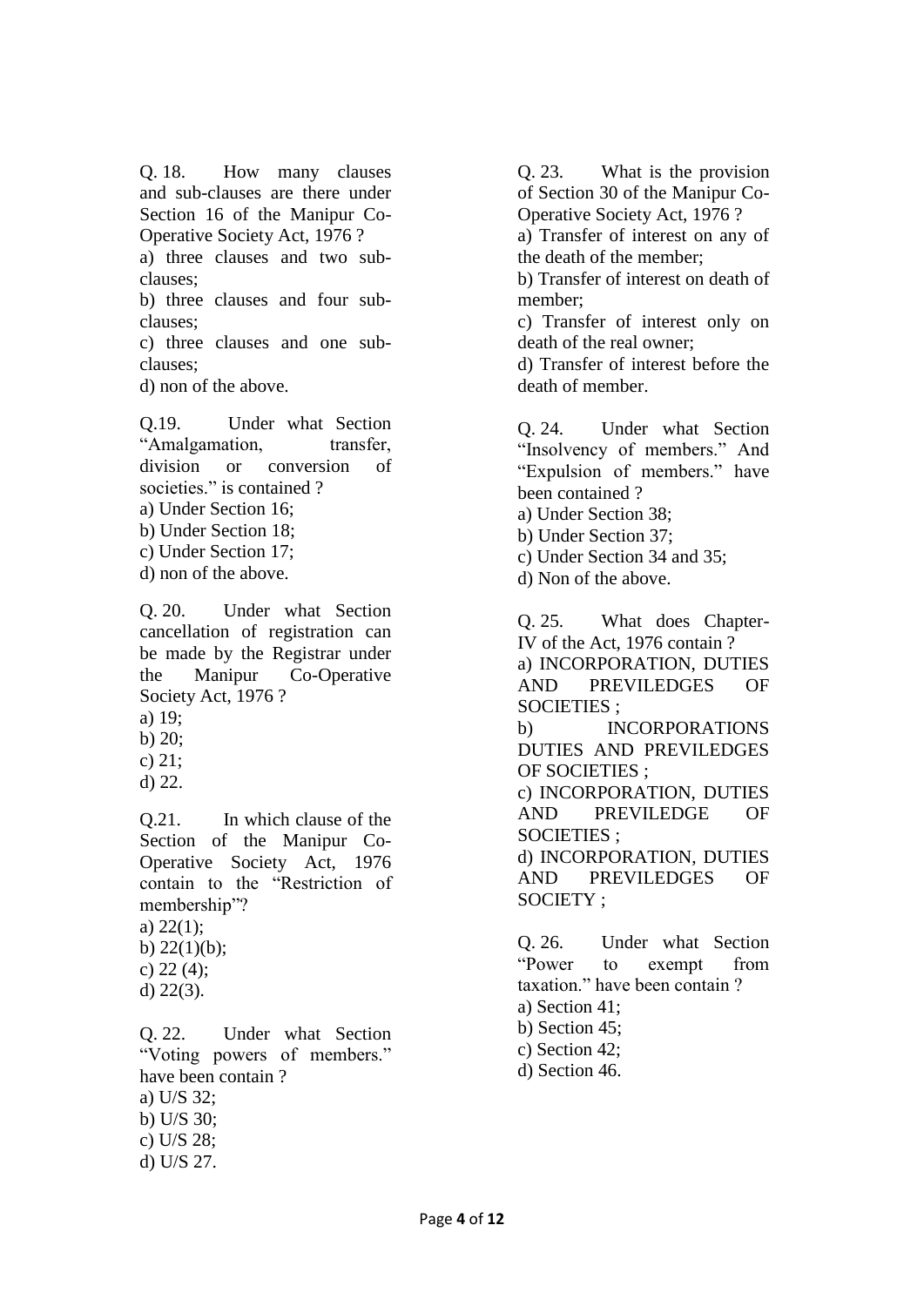Q. 18. How many clauses and sub-clauses are there under Section 16 of the Manipur Co-Operative Society Act, 1976 ?

a) three clauses and two sub-clauses;
b) three clauses and four sub-clauses;
c) three clauses and one sub-clauses;
d) non of the above.

Q.19. Under what Section "Amalgamation, transfer, division or conversion of societies." is contained ?

a) Under Section 16;
b) Under Section 18;
c) Under Section 17;
d) non of the above.

Q. 20. Under what Section cancellation of registration can be made by the Registrar under the Manipur Co-Operative Society Act, 1976 ?

a) 19;
b) 20;
c) 21;
d) 22.

Q.21. In which clause of the Section of the Manipur Co-Operative Society Act, 1976 contain to the "Restriction of membership"?

a) 22(1);
b) 22(1)(b);
c) 22 (4);
d) 22(3).

Q. 22. Under what Section "Voting powers of members." have been contain ?

a) U/S 32;
b) U/S 30;
c) U/S 28;
d) U/S 27.

Q. 23. What is the provision of Section 30 of the Manipur Co-Operative Society Act, 1976 ?

a) Transfer of interest on any of the death of the member;
b) Transfer of interest on death of member;
c) Transfer of interest only on death of the real owner;
d) Transfer of interest before the death of member.

Q. 24. Under what Section "Insolvency of members." And "Expulsion of members." have been contained ?

a) Under Section 38;
b) Under Section 37;
c) Under Section 34 and 35;
d) Non of the above.

Q. 25. What does Chapter-IV of the Act, 1976 contain ?

a) INCORPORATION, DUTIES AND PREVILEDGES OF SOCIETIES ;
b) INCORPORATIONS DUTIES AND PREVILEDGES OF SOCIETIES ;
c) INCORPORATION, DUTIES AND PREVILEDGE OF SOCIETIES ;
d) INCORPORATION, DUTIES AND PREVILEDGES OF SOCIETY ;

Q. 26. Under what Section "Power to exempt from taxation." have been contain ?

a) Section 41;
b) Section 45;
c) Section 42;
d) Section 46.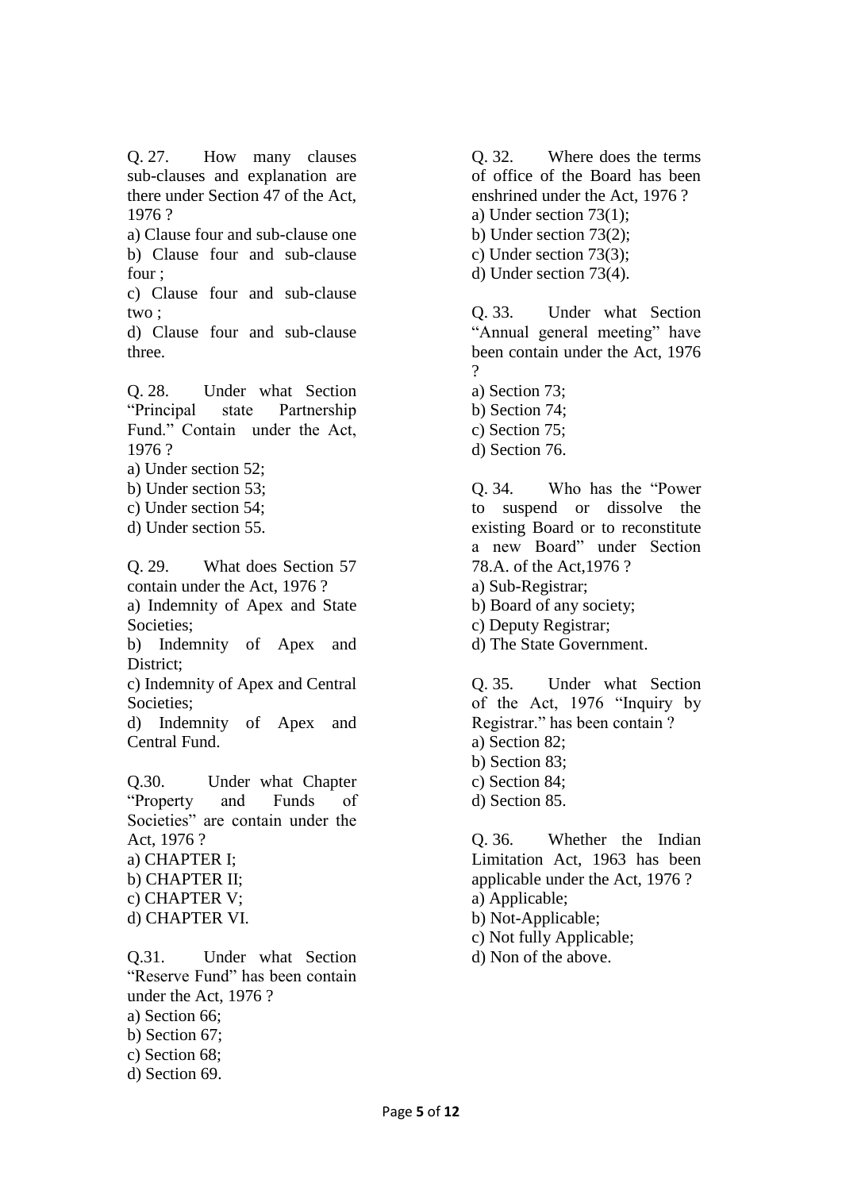Q. 27. How many clauses sub-clauses and explanation are there under Section 47 of the Act, 1976 ?

a) Clause four and sub-clause one

b) Clause four and sub-clause four ;

c) Clause four and sub-clause two ;

d) Clause four and sub-clause three.

Q. 28. Under what Section "Principal state Partnership Fund." Contain under the Act, 1976 ?

a) Under section 52;

b) Under section 53;

c) Under section 54;

d) Under section 55.

Q. 29. What does Section 57 contain under the Act, 1976 ?

a) Indemnity of Apex and State Societies;

b) Indemnity of Apex and District;

c) Indemnity of Apex and Central Societies;

d) Indemnity of Apex and Central Fund.

Q.30. Under what Chapter "Property and Funds of Societies" are contain under the Act, 1976 ?

a) CHAPTER I;

b) CHAPTER II;

c) CHAPTER V;

d) CHAPTER VI.

Q.31. Under what Section "Reserve Fund" has been contain under the Act, 1976 ?

a) Section 66;

b) Section 67;

c) Section 68;

d) Section 69.

Q. 32. Where does the terms of office of the Board has been enshrined under the Act, 1976 ?

a) Under section 73(1);

b) Under section 73(2);

c) Under section 73(3);

d) Under section 73(4).

Q. 33. Under what Section "Annual general meeting" have been contain under the Act, 1976 ?

a) Section 73;

b) Section 74;

c) Section 75;

d) Section 76.

Q. 34. Who has the "Power to suspend or dissolve the existing Board or to reconstitute a new Board" under Section 78.A. of the Act,1976 ?

a) Sub-Registrar;

b) Board of any society;

c) Deputy Registrar;

d) The State Government.

Q. 35. Under what Section of the Act, 1976 "Inquiry by Registrar." has been contain ?

a) Section 82;

b) Section 83;

c) Section 84;

d) Section 85.

Q. 36. Whether the Indian Limitation Act, 1963 has been applicable under the Act, 1976 ?

a) Applicable;

b) Not-Applicable;

c) Not fully Applicable;

d) Non of the above.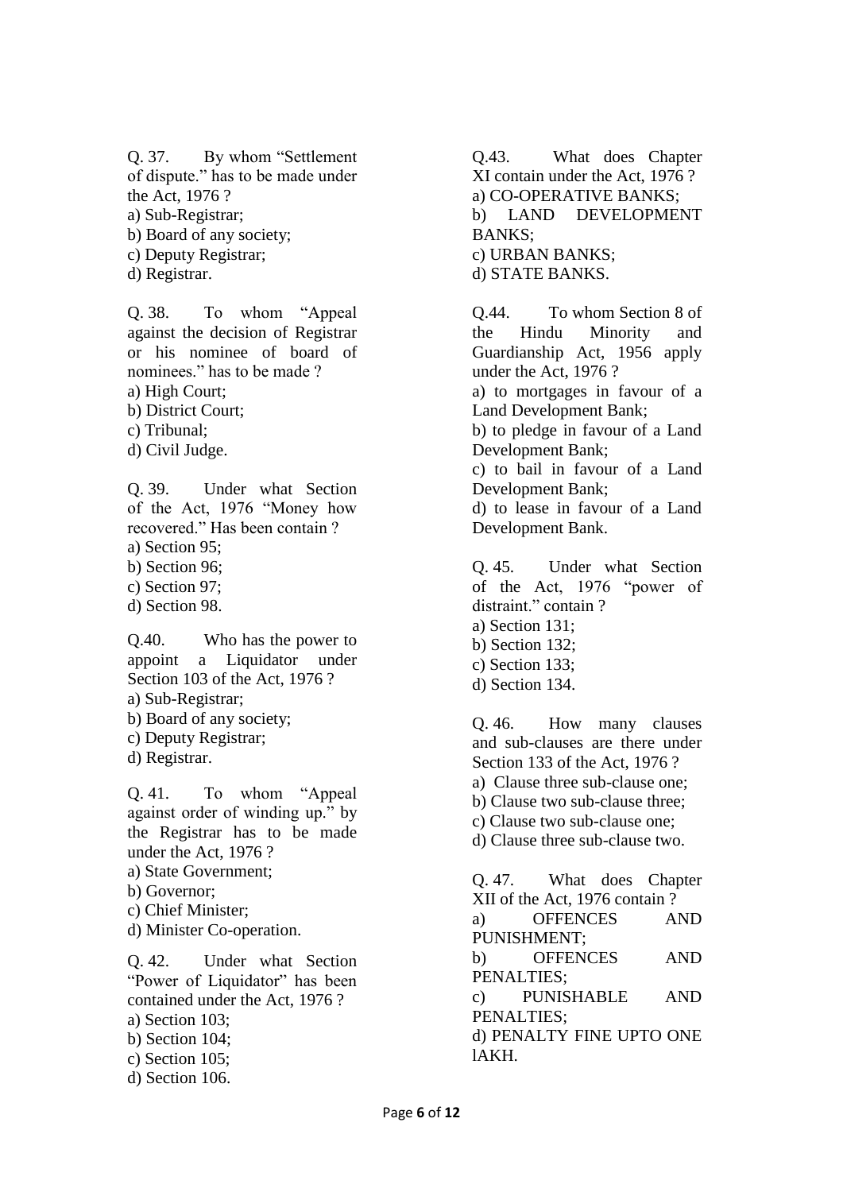Q. 37. By whom "Settlement of dispute." has to be made under the Act, 1976 ?
a) Sub-Registrar;
b) Board of any society;
c) Deputy Registrar;
d) Registrar.

Q. 38. To whom "Appeal against the decision of Registrar or his nominee of board of nominees." has to be made ?
a) High Court;
b) District Court;
c) Tribunal;
d) Civil Judge.

Q. 39. Under what Section of the Act, 1976 "Money how recovered." Has been contain ?
a) Section 95;
b) Section 96;
c) Section 97;
d) Section 98.

Q.40. Who has the power to appoint a Liquidator under Section 103 of the Act, 1976 ?
a) Sub-Registrar;
b) Board of any society;
c) Deputy Registrar;
d) Registrar.

Q. 41. To whom "Appeal against order of winding up." by the Registrar has to be made under the Act, 1976 ?
a) State Government;
b) Governor;
c) Chief Minister;
d) Minister Co-operation.

Q. 42. Under what Section "Power of Liquidator" has been contained under the Act, 1976 ?
a) Section 103;
b) Section 104;
c) Section 105;
d) Section 106.

Q.43. What does Chapter XI contain under the Act, 1976 ?
a) CO-OPERATIVE BANKS;
b) LAND DEVELOPMENT BANKS;
c) URBAN BANKS;
d) STATE BANKS.

Q.44. To whom Section 8 of the Hindu Minority and Guardianship Act, 1956 apply under the Act, 1976 ?
a) to mortgages in favour of a Land Development Bank;
b) to pledge in favour of a Land Development Bank;
c) to bail in favour of a Land Development Bank;
d) to lease in favour of a Land Development Bank.

Q. 45. Under what Section of the Act, 1976 "power of distraint." contain ?
a) Section 131;
b) Section 132;
c) Section 133;
d) Section 134.

Q. 46. How many clauses and sub-clauses are there under Section 133 of the Act, 1976 ?
a) Clause three sub-clause one;
b) Clause two sub-clause three;
c) Clause two sub-clause one;
d) Clause three sub-clause two.

Q. 47. What does Chapter XII of the Act, 1976 contain ?
a) OFFENCES AND PUNISHMENT;
b) OFFENCES AND PENALTIES;
c) PUNISHABLE AND PENALTIES;
d) PENALTY FINE UPTO ONE lAKH.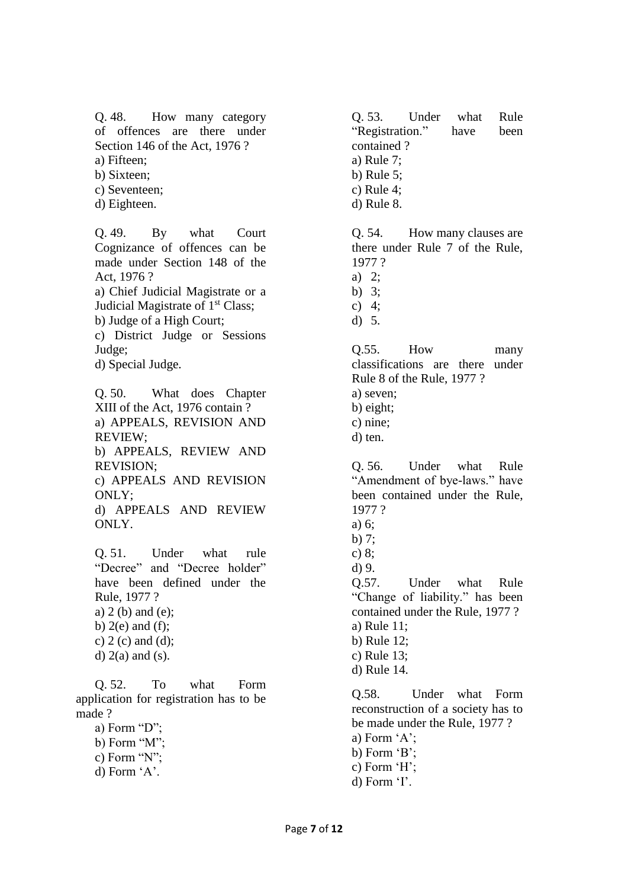Q. 48. How many category of offences are there under Section 146 of the Act, 1976 ?
a) Fifteen;
b) Sixteen;
c) Seventeen;
d) Eighteen.

Q. 49. By what Court Cognizance of offences can be made under Section 148 of the Act, 1976 ?
a) Chief Judicial Magistrate or a Judicial Magistrate of 1st Class;
b) Judge of a High Court;
c) District Judge or Sessions Judge;
d) Special Judge.

Q. 50. What does Chapter XIII of the Act, 1976 contain ?
a) APPEALS, REVISION AND REVIEW;
b) APPEALS, REVIEW AND REVISION;
c) APPEALS AND REVISION ONLY;
d) APPEALS AND REVIEW ONLY.

Q. 51. Under what rule "Decree" and "Decree holder" have been defined under the Rule, 1977 ?
a) 2 (b) and (e);
b) 2(e) and (f);
c) 2 (c) and (d);
d) 2(a) and (s).

Q. 52. To what Form application for registration has to be made ?
a) Form "D";
b) Form "M";
c) Form "N";
d) Form 'A'.

Q. 53. Under what Rule "Registration." have been contained ?
a) Rule 7;
b) Rule 5;
c) Rule 4;
d) Rule 8.

Q. 54. How many clauses are there under Rule 7 of the Rule, 1977 ?
a) 2;
b) 3;
c) 4;
d) 5.

Q.55. How many classifications are there under Rule 8 of the Rule, 1977 ?
a) seven;
b) eight;
c) nine;
d) ten.

Q. 56. Under what Rule "Amendment of bye-laws." have been contained under the Rule, 1977 ?
a) 6;
b) 7;
c) 8;
d) 9.

Q.57. Under what Rule "Change of liability." has been contained under the Rule, 1977 ?
a) Rule 11;
b) Rule 12;
c) Rule 13;
d) Rule 14.

Q.58. Under what Form reconstruction of a society has to be made under the Rule, 1977 ?
a) Form 'A';
b) Form 'B';
c) Form 'H';
d) Form 'I'.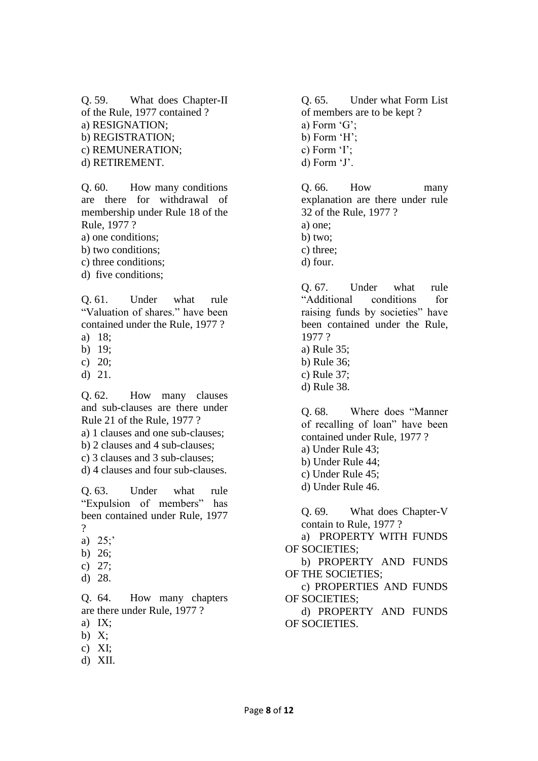Q. 59. What does Chapter-II of the Rule, 1977 contained ?

a) RESIGNATION;
b) REGISTRATION;
c) REMUNERATION;
d) RETIREMENT.

Q. 60. How many conditions are there for withdrawal of membership under Rule 18 of the Rule, 1977 ?

a) one conditions;
b) two conditions;
c) three conditions;
d) five conditions;

Q. 61. Under what rule "Valuation of shares." have been contained under the Rule, 1977 ?

a) 18;
b) 19;
c) 20;
d) 21.

Q. 62. How many clauses and sub-clauses are there under Rule 21 of the Rule, 1977 ?

a) 1 clauses and one sub-clauses;
b) 2 clauses and 4 sub-clauses;
c) 3 clauses and 3 sub-clauses;
d) 4 clauses and four sub-clauses.

Q. 63. Under what rule "Expulsion of members" has been contained under Rule, 1977 ?

a) 25;'
b) 26;
c) 27;
d) 28.

Q. 64. How many chapters are there under Rule, 1977 ?

a) IX;
b) X;
c) XI;
d) XII.

Q. 65. Under what Form List of members are to be kept ?

a) Form 'G';
b) Form 'H';
c) Form 'I';
d) Form 'J'.

Q. 66. How many explanation are there under rule 32 of the Rule, 1977 ?

a) one;
b) two;
c) three;
d) four.

Q. 67. Under what rule "Additional conditions for raising funds by societies" have been contained under the Rule, 1977 ?

a) Rule 35;
b) Rule 36;
c) Rule 37;
d) Rule 38.

Q. 68. Where does "Manner of recalling of loan" have been contained under Rule, 1977 ?

a) Under Rule 43;
b) Under Rule 44;
c) Under Rule 45;
d) Under Rule 46.

Q. 69. What does Chapter-V contain to Rule, 1977 ?

a) PROPERTY WITH FUNDS OF SOCIETIES;
b) PROPERTY AND FUNDS OF THE SOCIETIES;
c) PROPERTIES AND FUNDS OF SOCIETIES;
d) PROPERTY AND FUNDS OF SOCIETIES.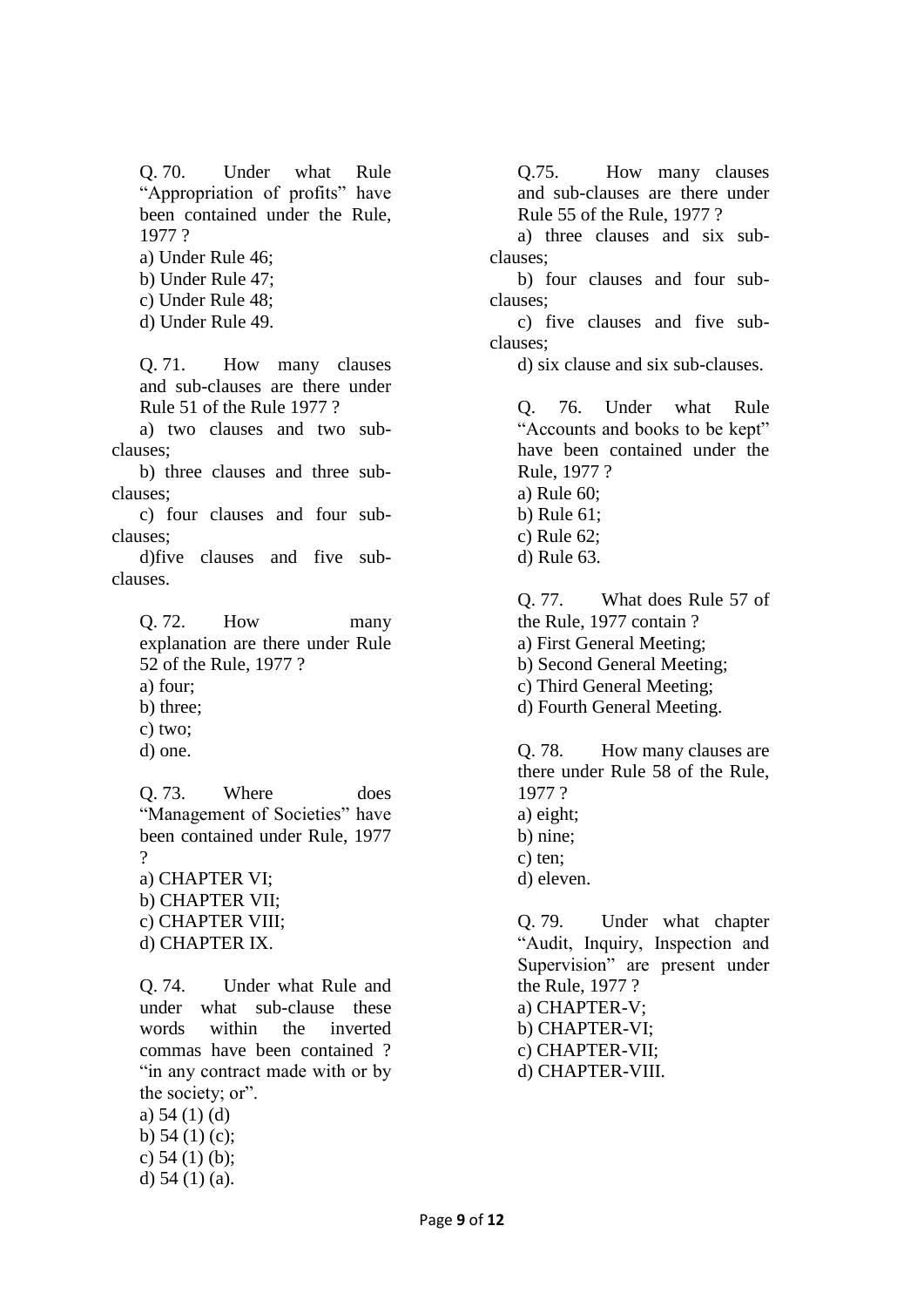Q. 70. Under what Rule "Appropriation of profits" have been contained under the Rule, 1977 ?

a) Under Rule 46;
b) Under Rule 47;
c) Under Rule 48;
d) Under Rule 49.

Q. 71. How many clauses and sub-clauses are there under Rule 51 of the Rule 1977 ?

a) two clauses and two sub-clauses;
b) three clauses and three sub-clauses;
c) four clauses and four sub-clauses;
d)five clauses and five sub-clauses.

Q. 72. How many explanation are there under Rule 52 of the Rule, 1977 ?

a) four;
b) three;
c) two;
d) one.

Q. 73. Where does "Management of Societies" have been contained under Rule, 1977 ?

a) CHAPTER VI;
b) CHAPTER VII;
c) CHAPTER VIII;
d) CHAPTER IX.

Q. 74. Under what Rule and under what sub-clause these words within the inverted commas have been contained ? "in any contract made with or by the society; or".

a) 54 (1) (d)
b) 54 (1) (c);
c) 54 (1) (b);
d) 54 (1) (a).

Q.75. How many clauses and sub-clauses are there under Rule 55 of the Rule, 1977 ?

a) three clauses and six sub-clauses;
b) four clauses and four sub-clauses;
c) five clauses and five sub-clauses;
d) six clause and six sub-clauses.

Q. 76. Under what Rule "Accounts and books to be kept" have been contained under the Rule, 1977 ?

a) Rule 60;
b) Rule 61;
c) Rule 62;
d) Rule 63.

Q. 77. What does Rule 57 of the Rule, 1977 contain ?

a) First General Meeting;
b) Second General Meeting;
c) Third General Meeting;
d) Fourth General Meeting.

Q. 78. How many clauses are there under Rule 58 of the Rule, 1977 ?

a) eight;
b) nine;
c) ten;
d) eleven.

Q. 79. Under what chapter "Audit, Inquiry, Inspection and Supervision" are present under the Rule, 1977 ?

a) CHAPTER-V;
b) CHAPTER-VI;
c) CHAPTER-VII;
d) CHAPTER-VIII.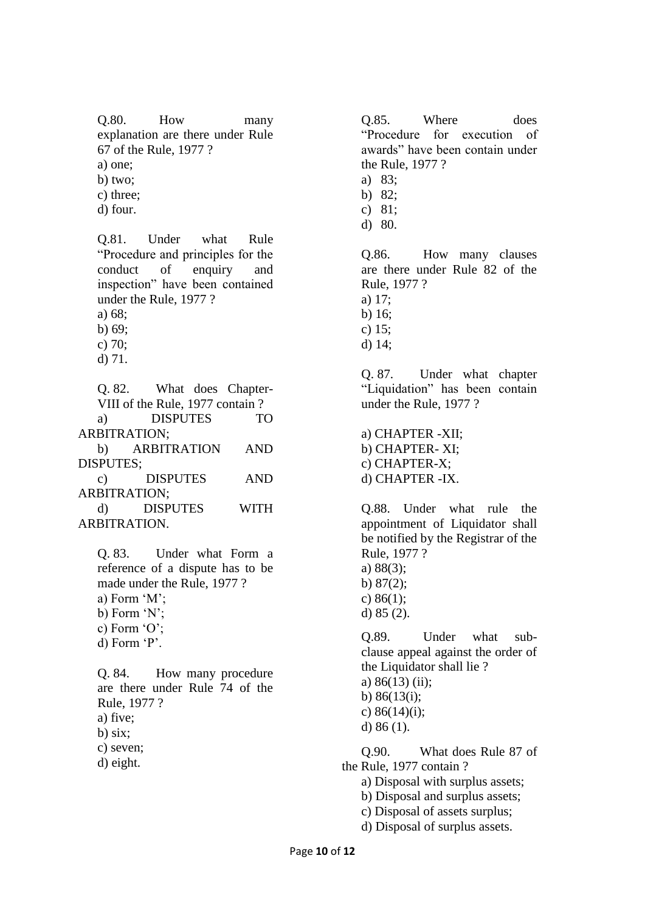Q.80. How many explanation are there under Rule 67 of the Rule, 1977 ?

a) one;
b) two;
c) three;
d) four.

Q.81. Under what Rule "Procedure and principles for the conduct of enquiry and inspection" have been contained under the Rule, 1977 ?

a) 68;
b) 69;
c) 70;
d) 71.

Q. 82. What does Chapter-VIII of the Rule, 1977 contain ?

a) DISPUTES TO ARBITRATION;
b) ARBITRATION AND DISPUTES;
c) DISPUTES AND ARBITRATION;
d) DISPUTES WITH ARBITRATION.

Q. 83. Under what Form a reference of a dispute has to be made under the Rule, 1977 ?

a) Form 'M';
b) Form 'N';
c) Form 'O';
d) Form 'P'.

Q. 84. How many procedure are there under Rule 74 of the Rule, 1977 ?

a) five;
b) six;
c) seven;
d) eight.

Q.85. Where does "Procedure for execution of awards" have been contain under the Rule, 1977 ?

a) 83;
b) 82;
c) 81;
d) 80.

Q.86. How many clauses are there under Rule 82 of the Rule, 1977 ?

a) 17;
b) 16;
c) 15;
d) 14;

Q. 87. Under what chapter "Liquidation" has been contain under the Rule, 1977 ?

a) CHAPTER -XII;
b) CHAPTER- XI;
c) CHAPTER-X;
d) CHAPTER -IX.

Q.88. Under what rule the appointment of Liquidator shall be notified by the Registrar of the Rule, 1977 ?

a) 88(3);
b) 87(2);
c) 86(1);
d) 85 (2).

Q.89. Under what sub-clause appeal against the order of the Liquidator shall lie ?

a) 86(13) (ii);
b) 86(13(i);
c) 86(14)(i);
d) 86 (1).

Q.90. What does Rule 87 of the Rule, 1977 contain ?

a) Disposal with surplus assets;
b) Disposal and surplus assets;
c) Disposal of assets surplus;
d) Disposal of surplus assets.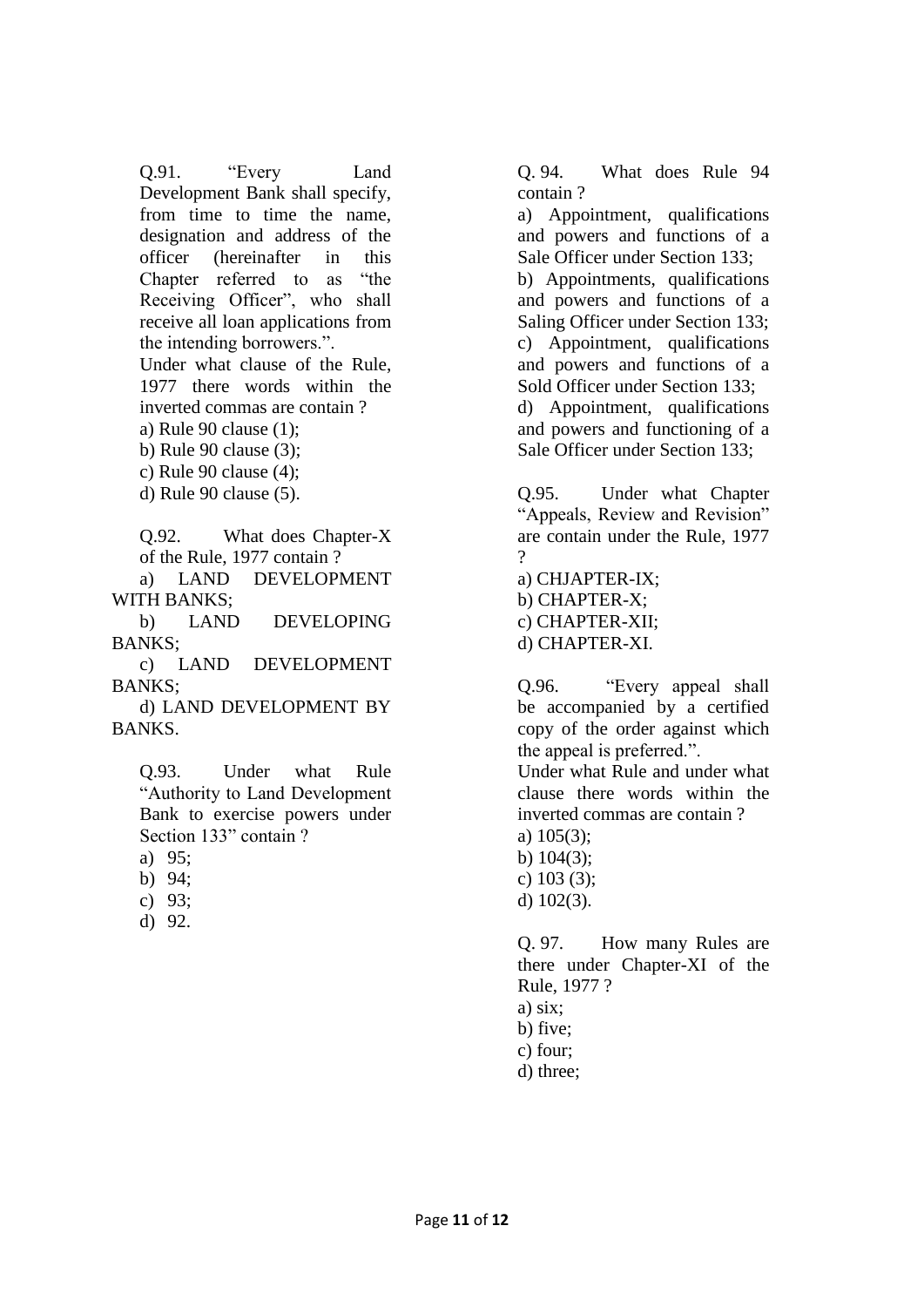Q.91. "Every Land Development Bank shall specify, from time to time the name, designation and address of the officer (hereinafter in this Chapter referred to as "the Receiving Officer", who shall receive all loan applications from the intending borrowers.".

Under what clause of the Rule, 1977 there words within the inverted commas are contain ?

a) Rule 90 clause (1);

b) Rule 90 clause (3);

c) Rule 90 clause (4);

d) Rule 90 clause (5).

Q.92. What does Chapter-X of the Rule, 1977 contain ?

a) LAND DEVELOPMENT WITH BANKS;

b) LAND DEVELOPING BANKS;

c) LAND DEVELOPMENT BANKS;

d) LAND DEVELOPMENT BY BANKS.

Q.93. Under what Rule "Authority to Land Development Bank to exercise powers under Section 133" contain ?

a) 95;

b) 94;

c) 93;

d) 92.

Q. 94. What does Rule 94 contain ?

a) Appointment, qualifications and powers and functions of a Sale Officer under Section 133;

b) Appointments, qualifications and powers and functions of a Saling Officer under Section 133;

c) Appointment, qualifications and powers and functions of a Sold Officer under Section 133;

d) Appointment, qualifications and powers and functioning of a Sale Officer under Section 133;

Q.95. Under what Chapter "Appeals, Review and Revision" are contain under the Rule, 1977 ?

a) CHJAPTER-IX;

b) CHAPTER-X;

c) CHAPTER-XII;

d) CHAPTER-XI.

Q.96. "Every appeal shall be accompanied by a certified copy of the order against which the appeal is preferred.".

Under what Rule and under what clause there words within the inverted commas are contain ?

a) 105(3);

b) 104(3);

c) 103 (3);

d) 102(3).

Q. 97. How many Rules are there under Chapter-XI of the Rule, 1977 ?

a) six;

b) five;

c) four;

d) three;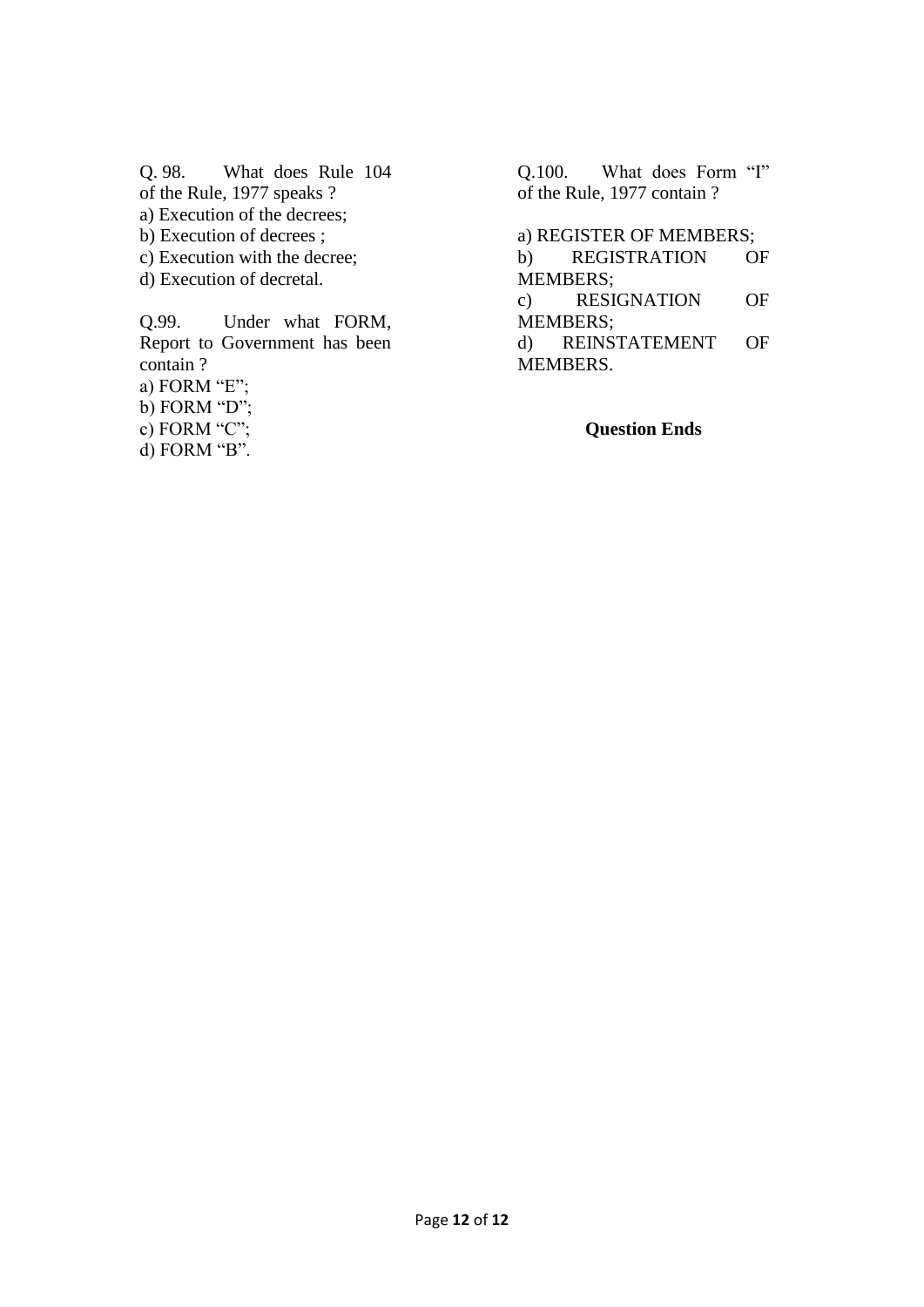Q. 98. What does Rule 104 of the Rule, 1977 speaks ?

a) Execution of the decrees;
b) Execution of decrees ;
c) Execution with the decree;
d) Execution of decretal.

Q.99. Under what FORM, Report to Government has been contain ?

a) FORM “E”;
b) FORM “D”;
c) FORM “C”;
d) FORM “B”.

Q.100. What does Form “I” of the Rule, 1977 contain ?

a) REGISTER OF MEMBERS;
b) REGISTRATION OF MEMBERS;
c) RESIGNATION OF MEMBERS;
d) REINSTATEMENT OF MEMBERS.

**Question Ends**